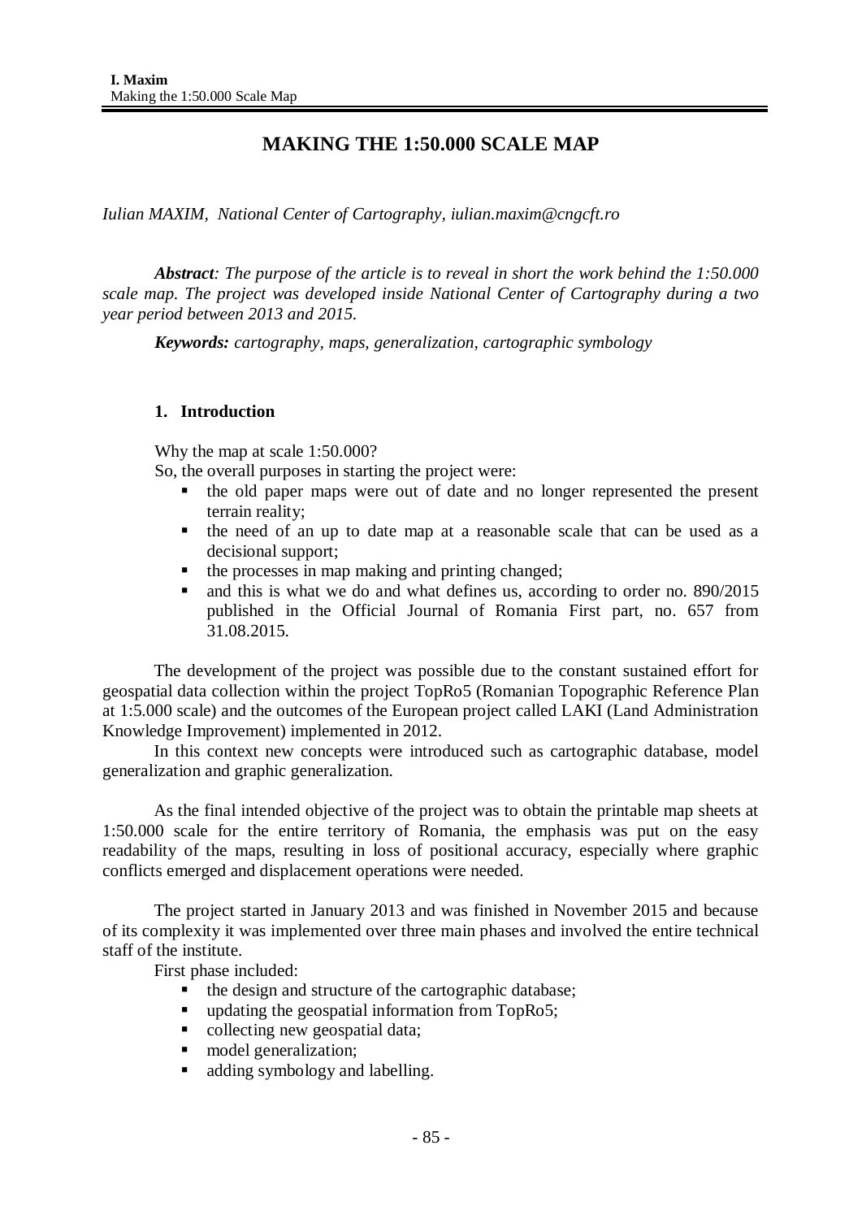# MAKING THE 1:50.000 SCALE MAP

*Iulian MAXIM, National Center of Cartography, iulian.maxim@cngcft.ro*

***Abstract**: The purpose of the article is to reveal in short the work behind the 1:50.000 scale map. The project was developed inside National Center of Cartography during a two year period between 2013 and 2015.*

***Keywords:** cartography, maps, generalization, cartographic symbology*

## 1. Introduction

Why the map at scale 1:50.000?

So, the overall purposes in starting the project were:

- the old paper maps were out of date and no longer represented the present terrain reality;
- the need of an up to date map at a reasonable scale that can be used as a decisional support;
- the processes in map making and printing changed;
- and this is what we do and what defines us, according to order no. 890/2015 published in the Official Journal of Romania First part, no. 657 from 31.08.2015.

The development of the project was possible due to the constant sustained effort for geospatial data collection within the project TopRo5 (Romanian Topographic Reference Plan at 1:5.000 scale) and the outcomes of the European project called LAKI (Land Administration Knowledge Improvement) implemented in 2012.

In this context new concepts were introduced such as cartographic database, model generalization and graphic generalization.

As the final intended objective of the project was to obtain the printable map sheets at 1:50.000 scale for the entire territory of Romania, the emphasis was put on the easy readability of the maps, resulting in loss of positional accuracy, especially where graphic conflicts emerged and displacement operations were needed.

The project started in January 2013 and was finished in November 2015 and because of its complexity it was implemented over three main phases and involved the entire technical staff of the institute.

First phase included:

- the design and structure of the cartographic database;
- updating the geospatial information from TopRo5;
- collecting new geospatial data;
- model generalization;
- adding symbology and labelling.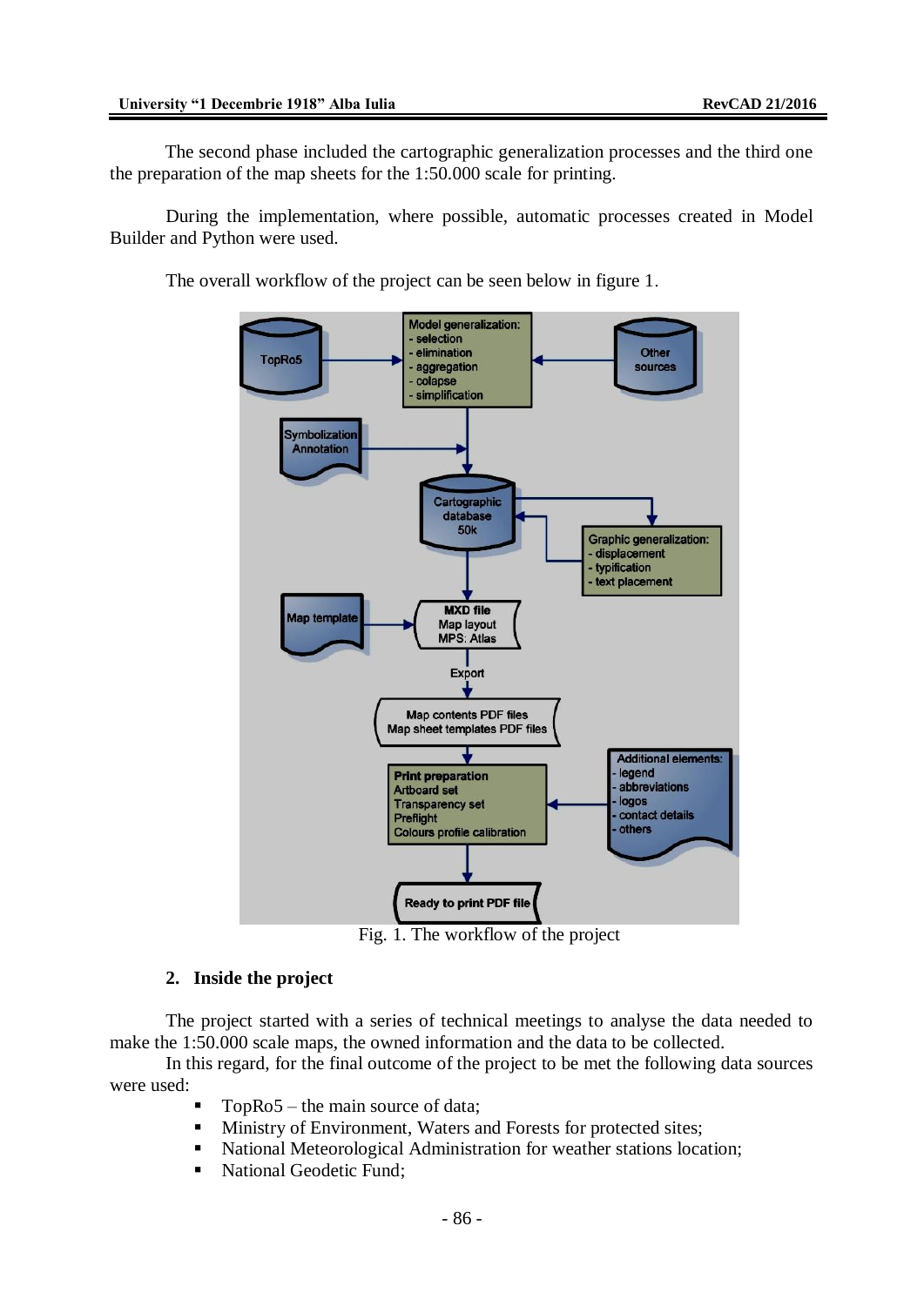The second phase included the cartographic generalization processes and the third one the preparation of the map sheets for the 1:50.000 scale for printing.

During the implementation, where possible, automatic processes created in Model Builder and Python were used.

The overall workflow of the project can be seen below in figure 1.

Fig. 1. The workflow of the project

## 2. Inside the project

The project started with a series of technical meetings to analyse the data needed to make the 1:50.000 scale maps, the owned information and the data to be collected.

In this regard, for the final outcome of the project to be met the following data sources were used:

- TopRo5 – the main source of data;
- Ministry of Environment, Waters and Forests for protected sites;
- National Meteorological Administration for weather stations location;
- National Geodetic Fund;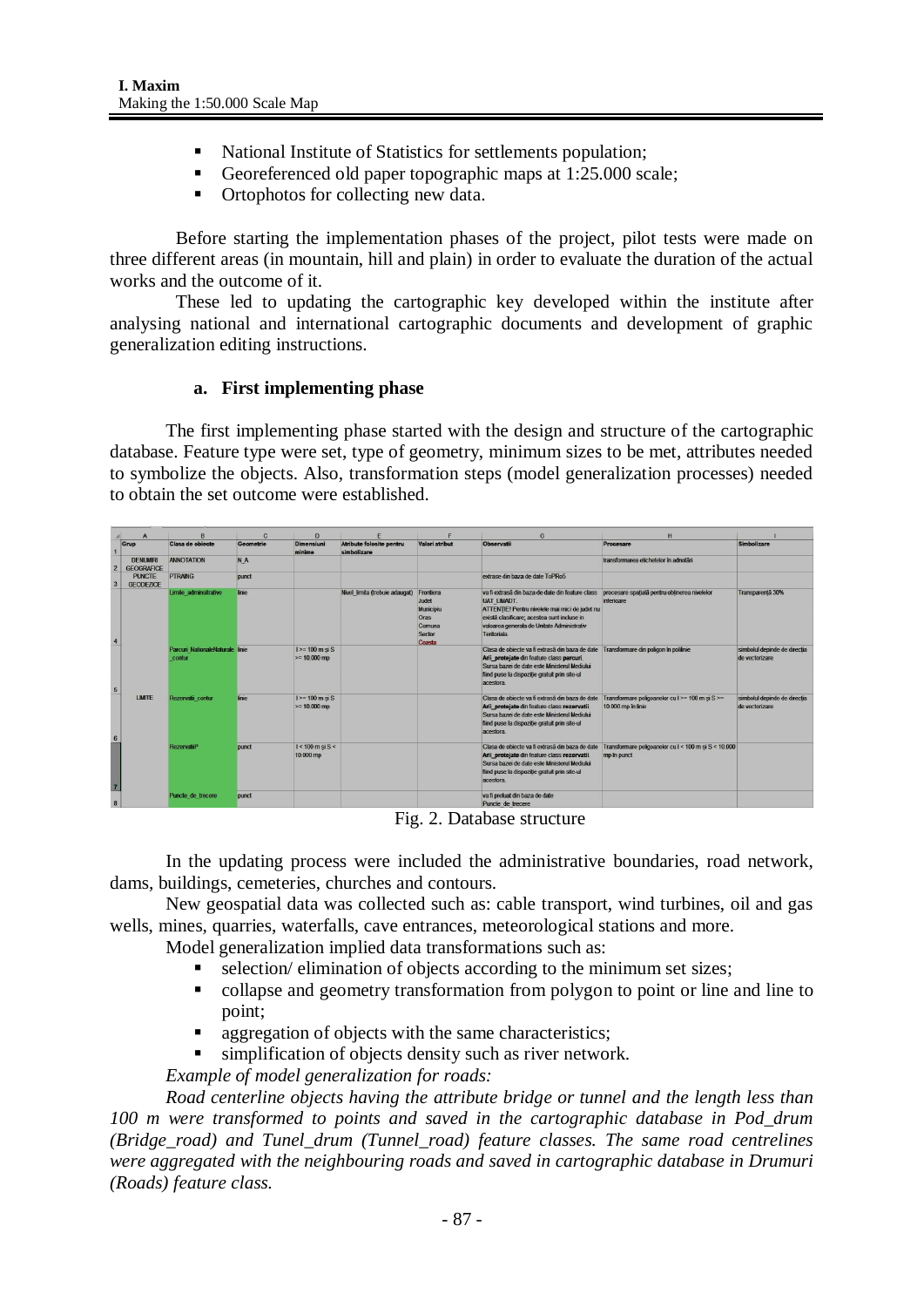- National Institute of Statistics for settlements population;
- Georeferenced old paper topographic maps at 1:25.000 scale;
- Ortophotos for collecting new data.

Before starting the implementation phases of the project, pilot tests were made on three different areas (in mountain, hill and plain) in order to evaluate the duration of the actual works and the outcome of it.

These led to updating the cartographic key developed within the institute after analysing national and international cartographic documents and development of graphic generalization editing instructions.

### a. First implementing phase

The first implementing phase started with the design and structure of the cartographic database. Feature type were set, type of geometry, minimum sizes to be met, attributes needed to symbolize the objects. Also, transformation steps (model generalization processes) needed to obtain the set outcome were established.

| Grup | Clasa de obiecte | Geometrie | Dimensiuni minime | Atribute folosite pentru simbolizare | Valori atribut | Observatii | Procesare | Simbolizare |
|---|---|---|---|---|---|---|---|---|
| DENUMIRI GEOGRAFICE | ANNOTATION | N_A | | | | | transformarea etichetelor în adnotări | |
| PUNCTE GEODEZICE | PTRAING | punct | | | | extrase din baza de date TdPRo5 | | |
| LIMITE | Limite_administrative | linie | | Nivel_limita (trebuie adaugat) | Frontiera Judet Municipiu Oras Comuna Sector Coasta | va fi extrasă din baza de date din feature class UAT_LIMADT. ATENȚIE! Pentru nivelele mai mici de județ nu există clasificare; acestea sunt incluse în valoarea generală de Unitate Administrativ Teritorială | procesare spațială pentru obținerea nivelelor inferioare | Transparență 30% |
| | Parcuri_NationaleNaturale_contur | linie | l >= 100 m și S >= 10.000 mp | | | Clasa de obiecte va fi extrasă din baza de date Arii_protejate din feature class parcuri. Sursa bazei de date este Ministerul Mediului fiind puse la dispoziție gratuit prin site-ul acestora. | Transformare din poligon în polilinie | simbolul depinde de direcția de vectorizare |
| | Rezervatii_contur | linie | l >= 100 m și S >= 10.000 mp | | | Clasa de obiecte va fi extrasă din baza de date Arii_protejate din feature class rezervatii. Sursa bazei de date este Ministerul Mediului fiind puse la dispoziție gratuit prin site-ul acestora. | Transformare poligoanelor cu l >= 100 m și S >= 10.000 mp în linie | simbolul depinde de direcția de vectorizare |
| | RezervatiiP | punct | l < 100 m și S < 10.000 mp | | | Clasa de obiecte va fi extrasă din baza de date Arii_protejate din feature class rezervatii. Sursa bazei de date este Ministerul Mediului fiind puse la dispoziție gratuit prin site-ul acestora. | Transformare poligoanelor cu l < 100 m și S < 10.000 mp în punct | |
| | Puncte_de_trecere | punct | | | | va fi preluat din baza de date Puncte_de_trecere | | |

Fig. 2. Database structure

In the updating process were included the administrative boundaries, road network, dams, buildings, cemeteries, churches and contours.

New geospatial data was collected such as: cable transport, wind turbines, oil and gas wells, mines, quarries, waterfalls, cave entrances, meteorological stations and more.

Model generalization implied data transformations such as:

- selection/ elimination of objects according to the minimum set sizes;
- collapse and geometry transformation from polygon to point or line and line to point;
- aggregation of objects with the same characteristics;
- simplification of objects density such as river network.

*Example of model generalization for roads:*

*Road centerline objects having the attribute bridge or tunnel and the length less than 100 m were transformed to points and saved in the cartographic database in Pod_drum (Bridge_road) and Tunel_drum (Tunnel_road) feature classes. The same road centrelines were aggregated with the neighbouring roads and saved in cartographic database in Drumuri (Roads) feature class.*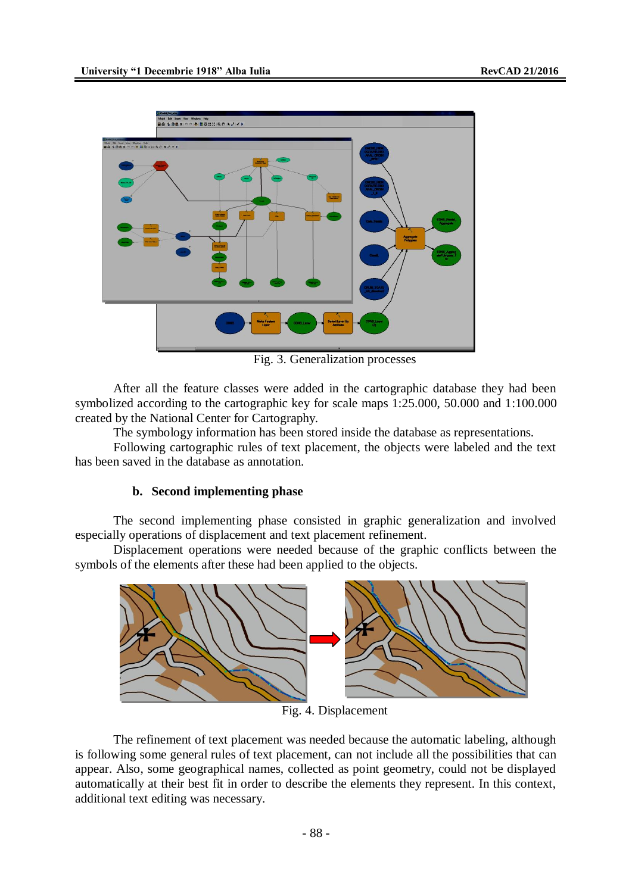Fig. 3. Generalization processes

After all the feature classes were added in the cartographic database they had been symbolized according to the cartographic key for scale maps 1:25.000, 50.000 and 1:100.000 created by the National Center for Cartography.

The symbology information has been stored inside the database as representations.

Following cartographic rules of text placement, the objects were labeled and the text has been saved in the database as annotation.

### b. Second implementing phase

The second implementing phase consisted in graphic generalization and involved especially operations of displacement and text placement refinement.

Displacement operations were needed because of the graphic conflicts between the symbols of the elements after these had been applied to the objects.

Fig. 4. Displacement

The refinement of text placement was needed because the automatic labeling, although is following some general rules of text placement, can not include all the possibilities that can appear. Also, some geographical names, collected as point geometry, could not be displayed automatically at their best fit in order to describe the elements they represent. In this context, additional text editing was necessary.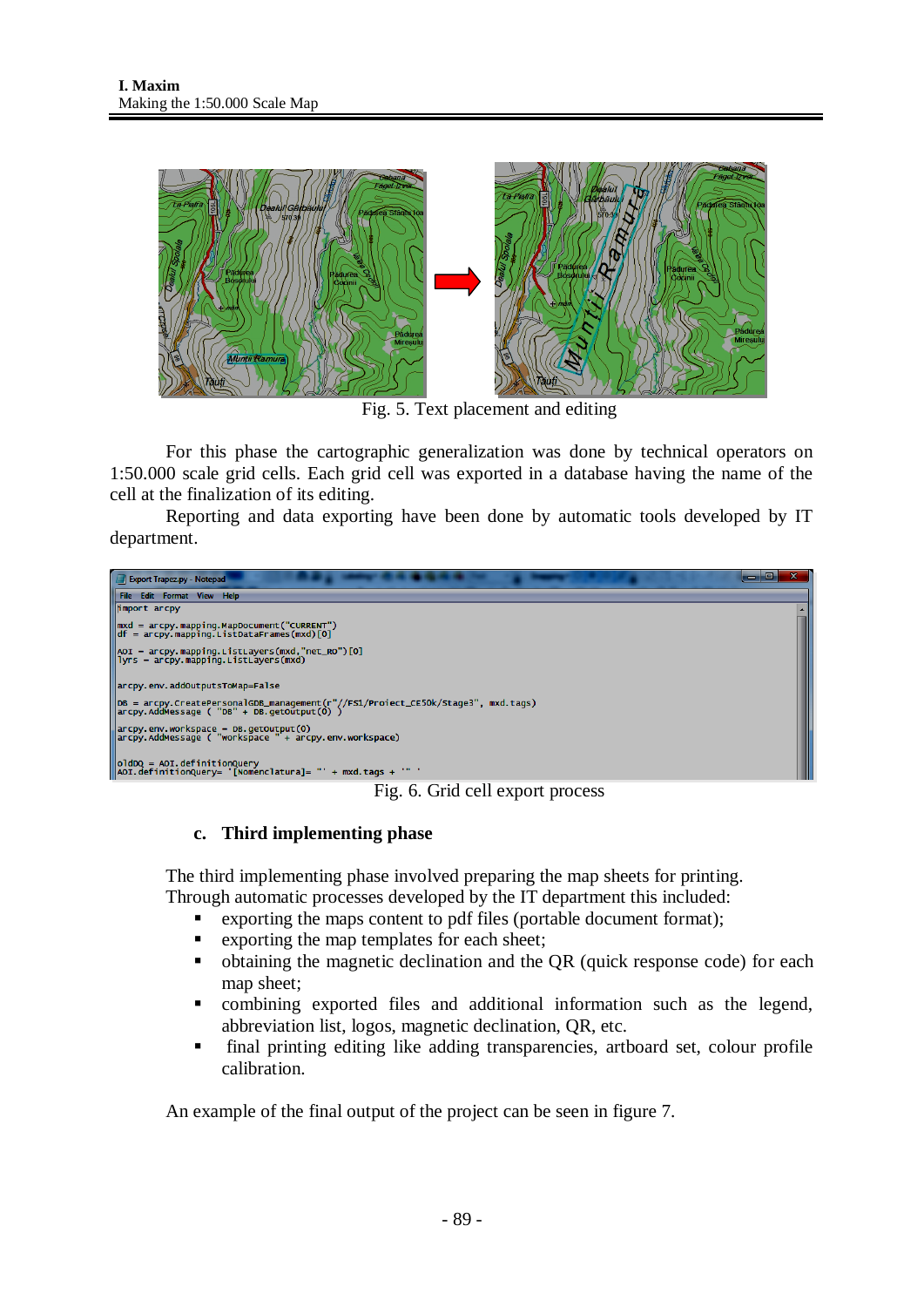Fig. 5. Text placement and editing

For this phase the cartographic generalization was done by technical operators on 1:50.000 scale grid cells. Each grid cell was exported in a database having the name of the cell at the finalization of its editing.

Reporting and data exporting have been done by automatic tools developed by IT department.

```
import arcpy

mxd = arcpy.mapping.MapDocument("CURRENT")
df = arcpy.mapping.ListDataFrames(mxd)[0]

AOI = arcpy.mapping.ListLayers(mxd,"net_RO")[0]
lyrs = arcpy.mapping.ListLayers(mxd)

arcpy.env.addOutputsToMap=False

DB = arcpy.CreatePersonalGDB_management(r"//FS1/Proiect_CE50k/Stage3", mxd.tags)
arcpy.AddMessage ( "DB" + DB.getOutput(0) )

arcpy.env.workspace = DB.getOutput(0)
arcpy.AddMessage ( "workspace " + arcpy.env.workspace)

oldDQ = AOI.definitionQuery
AOI.definitionQuery= '[Nomenclatura]= "' + mxd.tags + '" '
```

Fig. 6. Grid cell export process

### c. Third implementing phase

The third implementing phase involved preparing the map sheets for printing. Through automatic processes developed by the IT department this included:

- exporting the maps content to pdf files (portable document format);
- exporting the map templates for each sheet;
- obtaining the magnetic declination and the QR (quick response code) for each map sheet;
- combining exported files and additional information such as the legend, abbreviation list, logos, magnetic declination, QR, etc.
- final printing editing like adding transparencies, artboard set, colour profile calibration.

An example of the final output of the project can be seen in figure 7.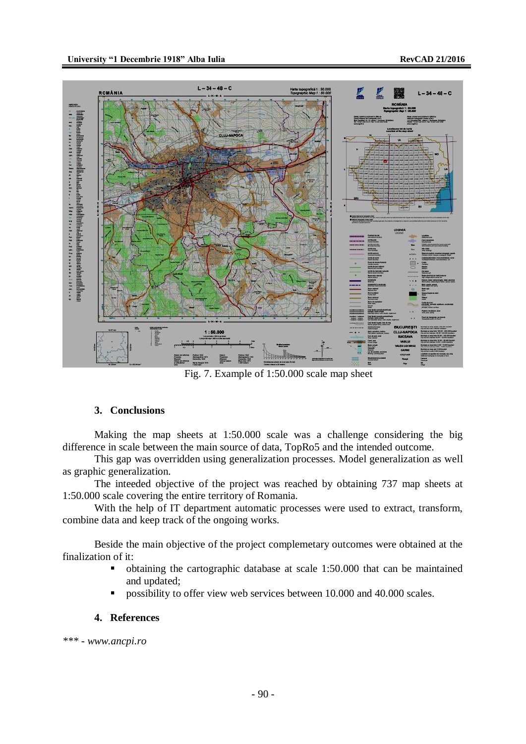Fig. 7. Example of 1:50.000 scale map sheet

## 3. Conclusions

Making the map sheets at 1:50.000 scale was a challenge considering the big difference in scale between the main source of data, TopRo5 and the intended outcome.

This gap was overridden using generalization processes. Model generalization as well as graphic generalization.

The inteeded objective of the project was reached by obtaining 737 map sheets at 1:50.000 scale covering the entire territory of Romania.

With the help of IT department automatic processes were used to extract, transform, combine data and keep track of the ongoing works.

Beside the main objective of the project complemetary outcomes were obtained at the finalization of it:

- obtaining the cartographic database at scale 1:50.000 that can be maintained and updated;
- possibility to offer view web services between 10.000 and 40.000 scales.

## 4. References

*** - *www.ancpi.ro*